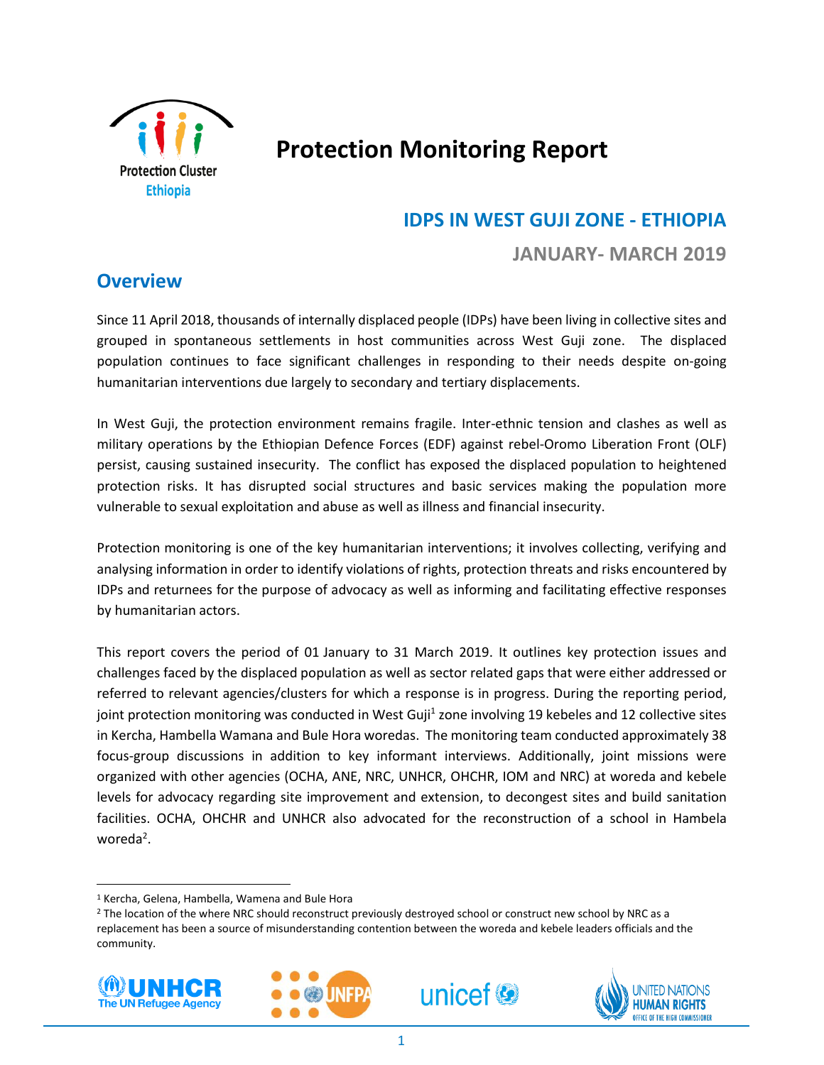Protection Cluster Ethiopia

# Protection Monitoring Report

## IDPS IN WEST GUJI ZONE - ETHIOPIA

### JANUARY- MARCH 2019

## Overview

Since 11 April 2018, thousands of internally displaced people (IDPs) have been living in collective sites and grouped in spontaneous settlements in host communities across West Guji zone. The displaced population continues to face significant challenges in responding to their needs despite on-going humanitarian interventions due largely to secondary and tertiary displacements.

In West Guji, the protection environment remains fragile. Inter-ethnic tension and clashes as well as military operations by the Ethiopian Defence Forces (EDF) against rebel-Oromo Liberation Front (OLF) persist, causing sustained insecurity. The conflict has exposed the displaced population to heightened protection risks. It has disrupted social structures and basic services making the population more vulnerable to sexual exploitation and abuse as well as illness and financial insecurity.

Protection monitoring is one of the key humanitarian interventions; it involves collecting, verifying and analysing information in order to identify violations of rights, protection threats and risks encountered by IDPs and returnees for the purpose of advocacy as well as informing and facilitating effective responses by humanitarian actors.

This report covers the period of 01 January to 31 March 2019. It outlines key protection issues and challenges faced by the displaced population as well as sector related gaps that were either addressed or referred to relevant agencies/clusters for which a response is in progress. During the reporting period, joint protection monitoring was conducted in West Guji[1] zone involving 19 kebeles and 12 collective sites in Kercha, Hambella Wamana and Bule Hora woredas. The monitoring team conducted approximately 38 focus-group discussions in addition to key informant interviews. Additionally, joint missions were organized with other agencies (OCHA, ANE, NRC, UNHCR, OHCHR, IOM and NRC) at woreda and kebele levels for advocacy regarding site improvement and extension, to decongest sites and build sanitation facilities. OCHA, OHCHR and UNHCR also advocated for the reconstruction of a school in Hambela woreda[2].

---

[1] Kercha, Gelena, Hambella, Wamena and Bule Hora

[2] The location of the where NRC should reconstruct previously destroyed school or construct new school by NRC as a replacement has been a source of misunderstanding contention between the woreda and kebele leaders officials and the community.

UNHCR The UN Refugee Agency | UNFPA | unicef | UNITED NATIONS HUMAN RIGHTS OFFICE OF THE HIGH COMMISSIONER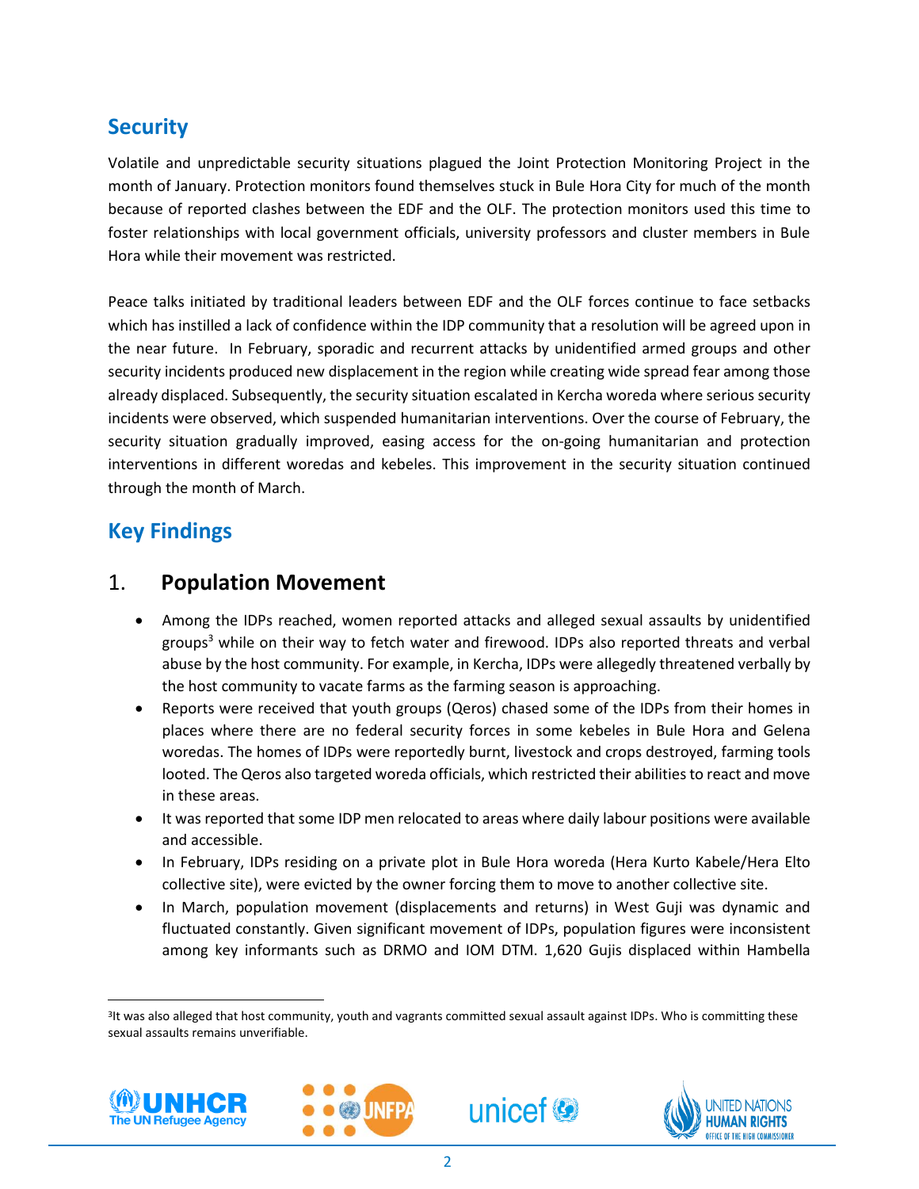## Security

Volatile and unpredictable security situations plagued the Joint Protection Monitoring Project in the month of January. Protection monitors found themselves stuck in Bule Hora City for much of the month because of reported clashes between the EDF and the OLF. The protection monitors used this time to foster relationships with local government officials, university professors and cluster members in Bule Hora while their movement was restricted.

Peace talks initiated by traditional leaders between EDF and the OLF forces continue to face setbacks which has instilled a lack of confidence within the IDP community that a resolution will be agreed upon in the near future. In February, sporadic and recurrent attacks by unidentified armed groups and other security incidents produced new displacement in the region while creating wide spread fear among those already displaced. Subsequently, the security situation escalated in Kercha woreda where serious security incidents were observed, which suspended humanitarian interventions. Over the course of February, the security situation gradually improved, easing access for the on-going humanitarian and protection interventions in different woredas and kebeles. This improvement in the security situation continued through the month of March.

## Key Findings

### 1. Population Movement

- Among the IDPs reached, women reported attacks and alleged sexual assaults by unidentified groups[3] while on their way to fetch water and firewood. IDPs also reported threats and verbal abuse by the host community. For example, in Kercha, IDPs were allegedly threatened verbally by the host community to vacate farms as the farming season is approaching.
- Reports were received that youth groups (Qeros) chased some of the IDPs from their homes in places where there are no federal security forces in some kebeles in Bule Hora and Gelena woredas. The homes of IDPs were reportedly burnt, livestock and crops destroyed, farming tools looted. The Qeros also targeted woreda officials, which restricted their abilities to react and move in these areas.
- It was reported that some IDP men relocated to areas where daily labour positions were available and accessible.
- In February, IDPs residing on a private plot in Bule Hora woreda (Hera Kurto Kabele/Hera Elto collective site), were evicted by the owner forcing them to move to another collective site.
- In March, population movement (displacements and returns) in West Guji was dynamic and fluctuated constantly. Given significant movement of IDPs, population figures were inconsistent among key informants such as DRMO and IOM DTM. 1,620 Gujis displaced within Hambella

[3] It was also alleged that host community, youth and vagrants committed sexual assault against IDPs. Who is committing these sexual assaults remains unverifiable.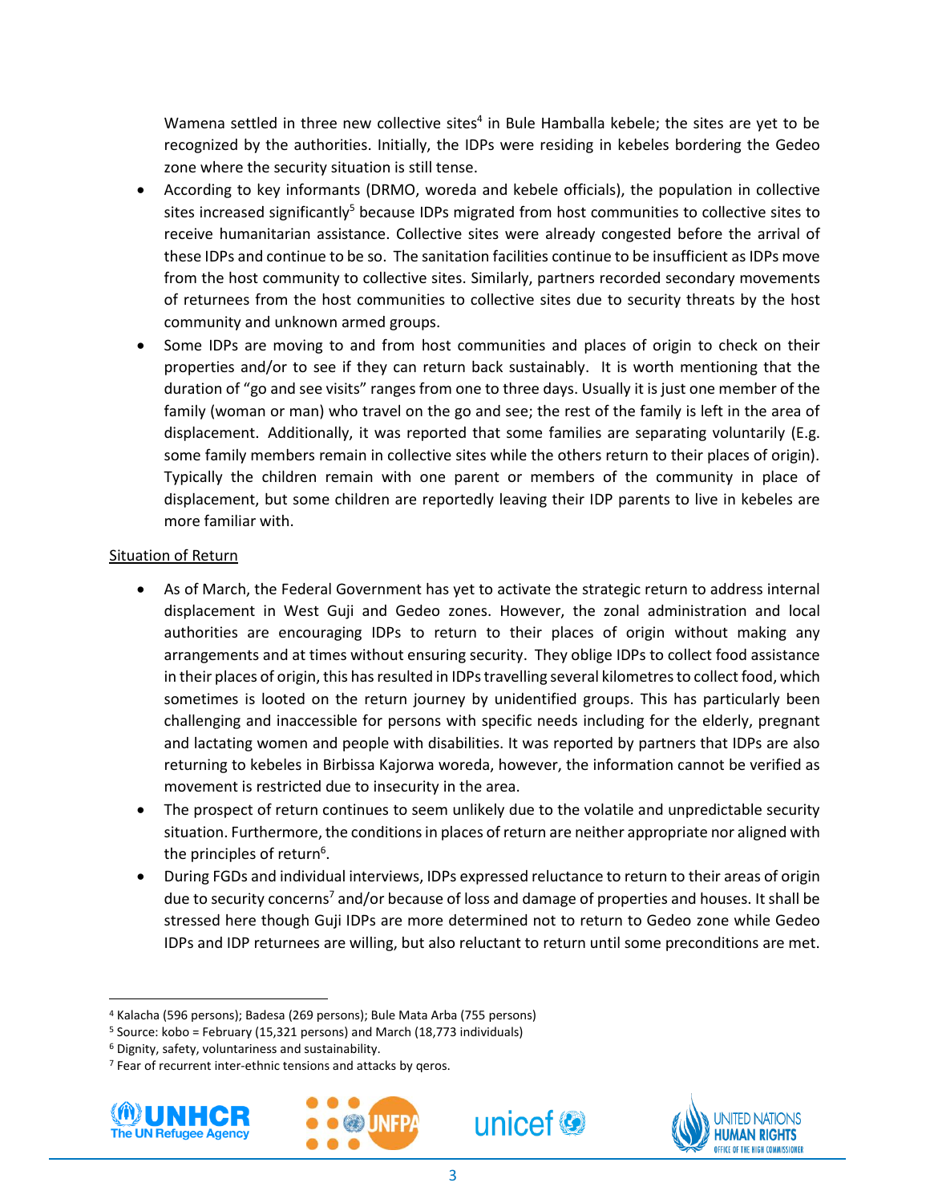Wamena settled in three new collective sites[4] in Bule Hamballa kebele; the sites are yet to be recognized by the authorities. Initially, the IDPs were residing in kebeles bordering the Gedeo zone where the security situation is still tense.

- According to key informants (DRMO, woreda and kebele officials), the population in collective sites increased significantly[5] because IDPs migrated from host communities to collective sites to receive humanitarian assistance. Collective sites were already congested before the arrival of these IDPs and continue to be so. The sanitation facilities continue to be insufficient as IDPs move from the host community to collective sites. Similarly, partners recorded secondary movements of returnees from the host communities to collective sites due to security threats by the host community and unknown armed groups.
- Some IDPs are moving to and from host communities and places of origin to check on their properties and/or to see if they can return back sustainably. It is worth mentioning that the duration of "go and see visits" ranges from one to three days. Usually it is just one member of the family (woman or man) who travel on the go and see; the rest of the family is left in the area of displacement. Additionally, it was reported that some families are separating voluntarily (E.g. some family members remain in collective sites while the others return to their places of origin). Typically the children remain with one parent or members of the community in place of displacement, but some children are reportedly leaving their IDP parents to live in kebeles are more familiar with.

<u>Situation of Return</u>

- As of March, the Federal Government has yet to activate the strategic return to address internal displacement in West Guji and Gedeo zones. However, the zonal administration and local authorities are encouraging IDPs to return to their places of origin without making any arrangements and at times without ensuring security. They oblige IDPs to collect food assistance in their places of origin, this has resulted in IDPs travelling several kilometres to collect food, which sometimes is looted on the return journey by unidentified groups. This has particularly been challenging and inaccessible for persons with specific needs including for the elderly, pregnant and lactating women and people with disabilities. It was reported by partners that IDPs are also returning to kebeles in Birbissa Kajorwa woreda, however, the information cannot be verified as movement is restricted due to insecurity in the area.
- The prospect of return continues to seem unlikely due to the volatile and unpredictable security situation. Furthermore, the conditions in places of return are neither appropriate nor aligned with the principles of return[6].
- During FGDs and individual interviews, IDPs expressed reluctance to return to their areas of origin due to security concerns[7] and/or because of loss and damage of properties and houses. It shall be stressed here though Guji IDPs are more determined not to return to Gedeo zone while Gedeo IDPs and IDP returnees are willing, but also reluctant to return until some preconditions are met.

---

[4] Kalacha (596 persons); Badesa (269 persons); Bule Mata Arba (755 persons)

[5] Source: kobo = February (15,321 persons) and March (18,773 individuals)

[6] Dignity, safety, voluntariness and sustainability.

[7] Fear of recurrent inter-ethnic tensions and attacks by qeros.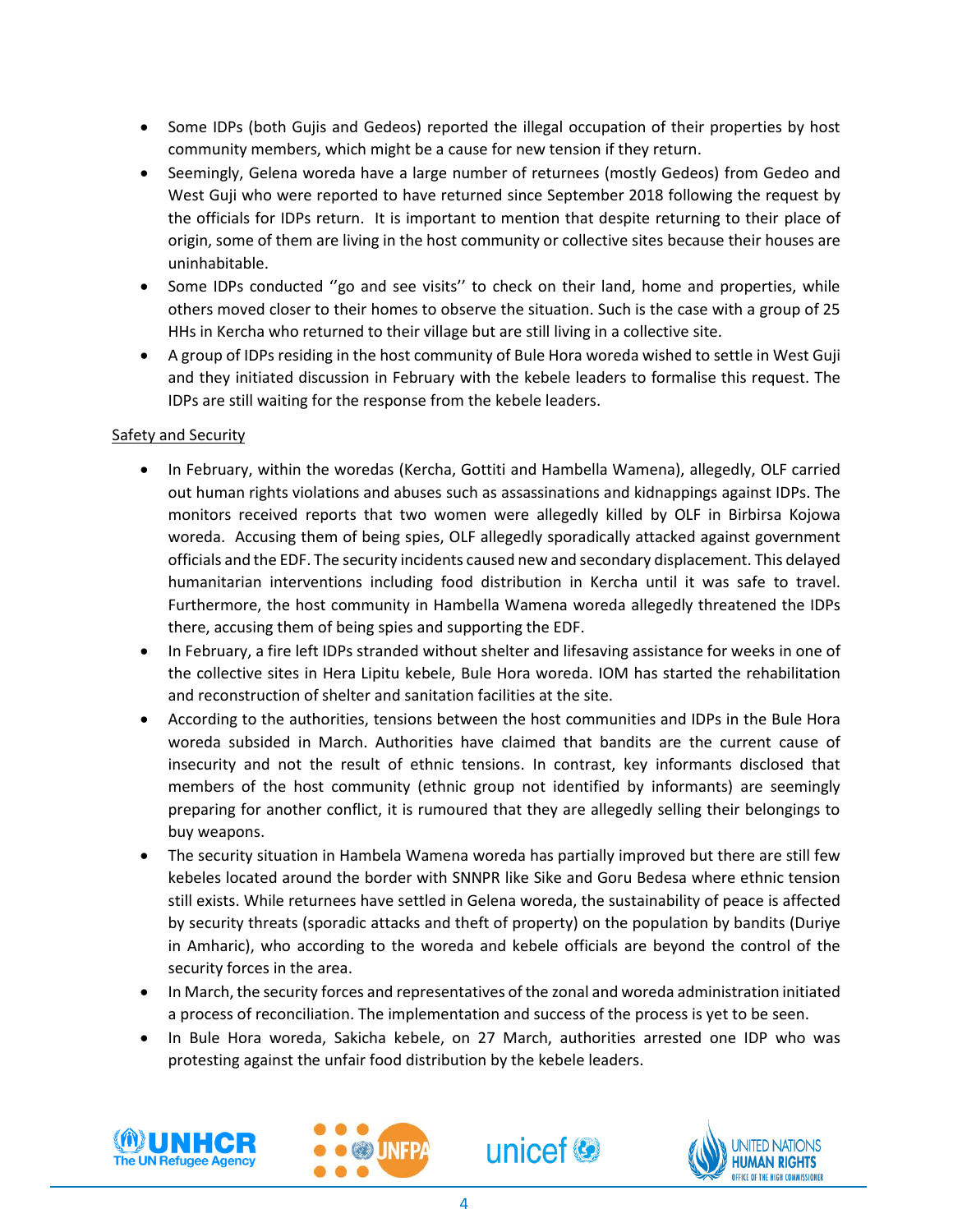- Some IDPs (both Gujis and Gedeos) reported the illegal occupation of their properties by host community members, which might be a cause for new tension if they return.
- Seemingly, Gelena woreda have a large number of returnees (mostly Gedeos) from Gedeo and West Guji who were reported to have returned since September 2018 following the request by the officials for IDPs return. It is important to mention that despite returning to their place of origin, some of them are living in the host community or collective sites because their houses are uninhabitable.
- Some IDPs conducted ''go and see visits'' to check on their land, home and properties, while others moved closer to their homes to observe the situation. Such is the case with a group of 25 HHs in Kercha who returned to their village but are still living in a collective site.
- A group of IDPs residing in the host community of Bule Hora woreda wished to settle in West Guji and they initiated discussion in February with the kebele leaders to formalise this request. The IDPs are still waiting for the response from the kebele leaders.

<u>Safety and Security</u>

- In February, within the woredas (Kercha, Gottiti and Hambella Wamena), allegedly, OLF carried out human rights violations and abuses such as assassinations and kidnappings against IDPs. The monitors received reports that two women were allegedly killed by OLF in Birbirsa Kojowa woreda. Accusing them of being spies, OLF allegedly sporadically attacked against government officials and the EDF. The security incidents caused new and secondary displacement. This delayed humanitarian interventions including food distribution in Kercha until it was safe to travel. Furthermore, the host community in Hambella Wamena woreda allegedly threatened the IDPs there, accusing them of being spies and supporting the EDF.
- In February, a fire left IDPs stranded without shelter and lifesaving assistance for weeks in one of the collective sites in Hera Lipitu kebele, Bule Hora woreda. IOM has started the rehabilitation and reconstruction of shelter and sanitation facilities at the site.
- According to the authorities, tensions between the host communities and IDPs in the Bule Hora woreda subsided in March. Authorities have claimed that bandits are the current cause of insecurity and not the result of ethnic tensions. In contrast, key informants disclosed that members of the host community (ethnic group not identified by informants) are seemingly preparing for another conflict, it is rumoured that they are allegedly selling their belongings to buy weapons.
- The security situation in Hambela Wamena woreda has partially improved but there are still few kebeles located around the border with SNNPR like Sike and Goru Bedesa where ethnic tension still exists. While returnees have settled in Gelena woreda, the sustainability of peace is affected by security threats (sporadic attacks and theft of property) on the population by bandits (Duriye in Amharic), who according to the woreda and kebele officials are beyond the control of the security forces in the area.
- In March, the security forces and representatives of the zonal and woreda administration initiated a process of reconciliation. The implementation and success of the process is yet to be seen.
- In Bule Hora woreda, Sakicha kebele, on 27 March, authorities arrested one IDP who was protesting against the unfair food distribution by the kebele leaders.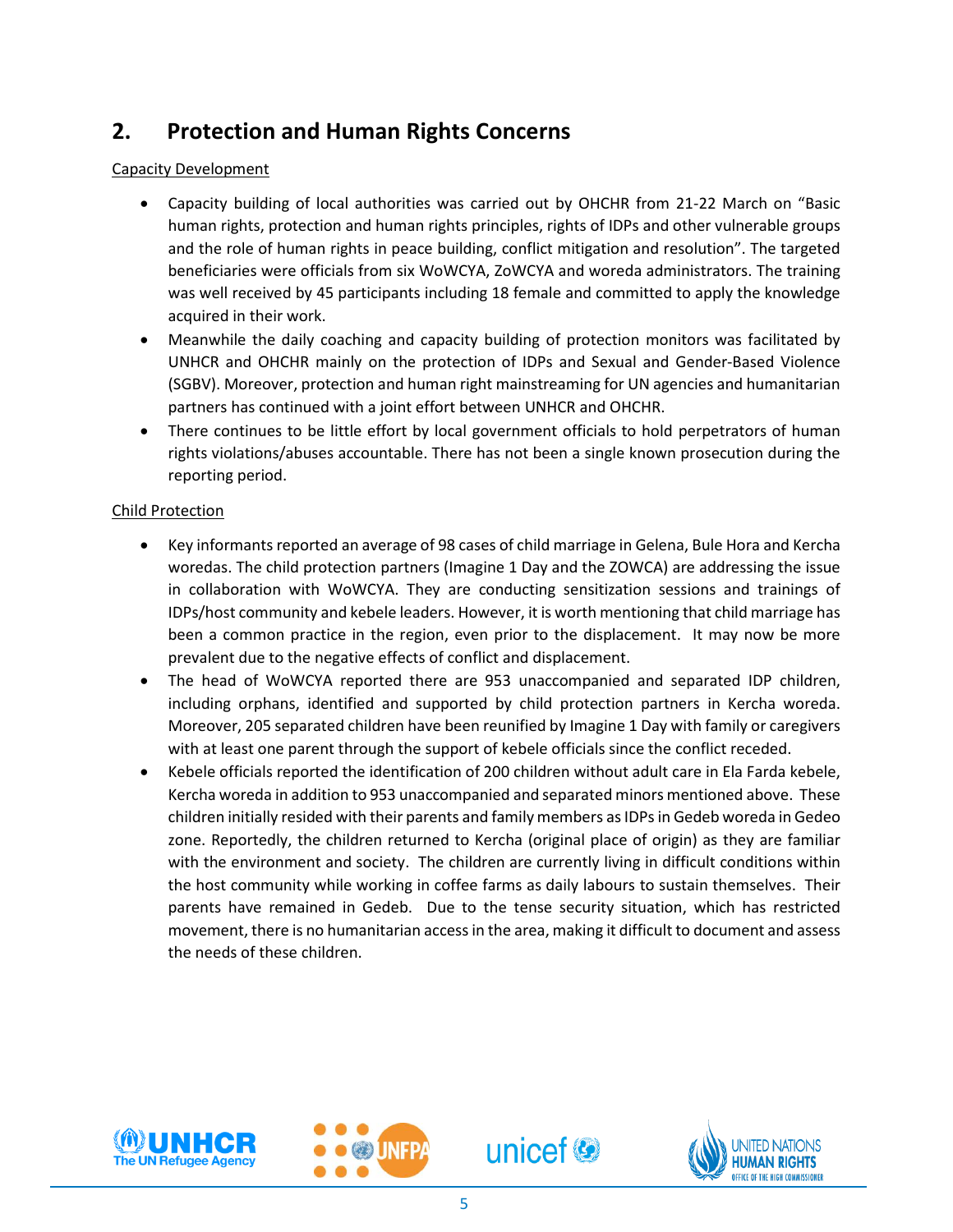## 2. Protection and Human Rights Concerns

Capacity Development

- Capacity building of local authorities was carried out by OHCHR from 21-22 March on "Basic human rights, protection and human rights principles, rights of IDPs and other vulnerable groups and the role of human rights in peace building, conflict mitigation and resolution". The targeted beneficiaries were officials from six WoWCYA, ZoWCYA and woreda administrators. The training was well received by 45 participants including 18 female and committed to apply the knowledge acquired in their work.
- Meanwhile the daily coaching and capacity building of protection monitors was facilitated by UNHCR and OHCHR mainly on the protection of IDPs and Sexual and Gender-Based Violence (SGBV). Moreover, protection and human right mainstreaming for UN agencies and humanitarian partners has continued with a joint effort between UNHCR and OHCHR.
- There continues to be little effort by local government officials to hold perpetrators of human rights violations/abuses accountable. There has not been a single known prosecution during the reporting period.

Child Protection

- Key informants reported an average of 98 cases of child marriage in Gelena, Bule Hora and Kercha woredas. The child protection partners (Imagine 1 Day and the ZOWCA) are addressing the issue in collaboration with WoWCYA. They are conducting sensitization sessions and trainings of IDPs/host community and kebele leaders. However, it is worth mentioning that child marriage has been a common practice in the region, even prior to the displacement. It may now be more prevalent due to the negative effects of conflict and displacement.
- The head of WoWCYA reported there are 953 unaccompanied and separated IDP children, including orphans, identified and supported by child protection partners in Kercha woreda. Moreover, 205 separated children have been reunified by Imagine 1 Day with family or caregivers with at least one parent through the support of kebele officials since the conflict receded.
- Kebele officials reported the identification of 200 children without adult care in Ela Farda kebele, Kercha woreda in addition to 953 unaccompanied and separated minors mentioned above. These children initially resided with their parents and family members as IDPs in Gedeb woreda in Gedeo zone. Reportedly, the children returned to Kercha (original place of origin) as they are familiar with the environment and society. The children are currently living in difficult conditions within the host community while working in coffee farms as daily labours to sustain themselves. Their parents have remained in Gedeb. Due to the tense security situation, which has restricted movement, there is no humanitarian access in the area, making it difficult to document and assess the needs of these children.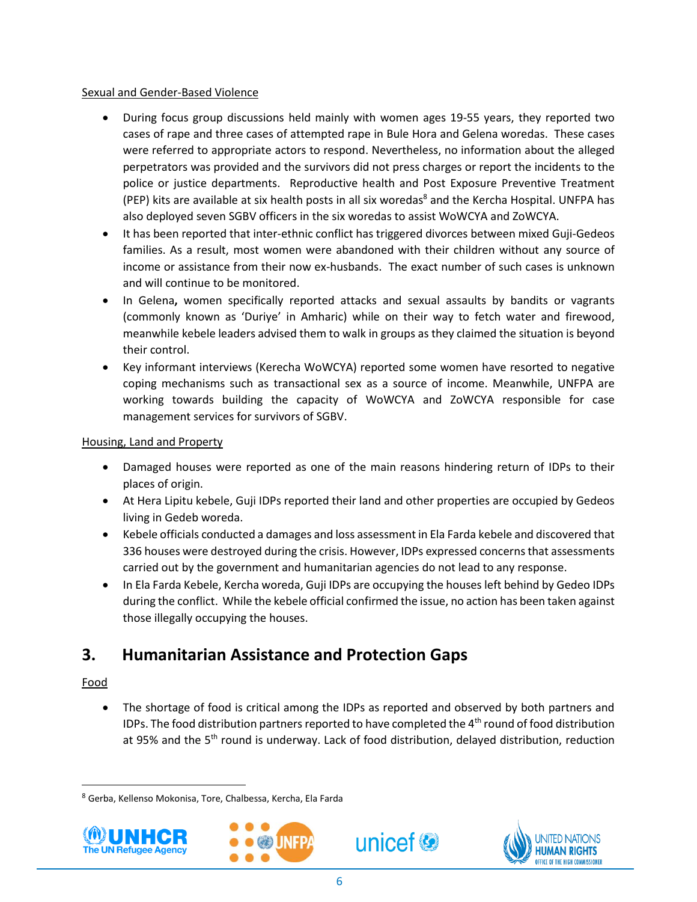Sexual and Gender-Based Violence

- During focus group discussions held mainly with women ages 19-55 years, they reported two cases of rape and three cases of attempted rape in Bule Hora and Gelena woredas. These cases were referred to appropriate actors to respond. Nevertheless, no information about the alleged perpetrators was provided and the survivors did not press charges or report the incidents to the police or justice departments. Reproductive health and Post Exposure Preventive Treatment (PEP) kits are available at six health posts in all six woredas[8] and the Kercha Hospital. UNFPA has also deployed seven SGBV officers in the six woredas to assist WoWCYA and ZoWCYA.
- It has been reported that inter-ethnic conflict has triggered divorces between mixed Guji-Gedeos families. As a result, most women were abandoned with their children without any source of income or assistance from their now ex-husbands. The exact number of such cases is unknown and will continue to be monitored.
- In Gelena**,** women specifically reported attacks and sexual assaults by bandits or vagrants (commonly known as 'Duriye' in Amharic) while on their way to fetch water and firewood, meanwhile kebele leaders advised them to walk in groups as they claimed the situation is beyond their control.
- Key informant interviews (Kerecha WoWCYA) reported some women have resorted to negative coping mechanisms such as transactional sex as a source of income. Meanwhile, UNFPA are working towards building the capacity of WoWCYA and ZoWCYA responsible for case management services for survivors of SGBV.

Housing, Land and Property

- Damaged houses were reported as one of the main reasons hindering return of IDPs to their places of origin.
- At Hera Lipitu kebele, Guji IDPs reported their land and other properties are occupied by Gedeos living in Gedeb woreda.
- Kebele officials conducted a damages and loss assessment in Ela Farda kebele and discovered that 336 houses were destroyed during the crisis. However, IDPs expressed concerns that assessments carried out by the government and humanitarian agencies do not lead to any response.
- In Ela Farda Kebele, Kercha woreda, Guji IDPs are occupying the houses left behind by Gedeo IDPs during the conflict. While the kebele official confirmed the issue, no action has been taken against those illegally occupying the houses.

## 3. Humanitarian Assistance and Protection Gaps

Food

- The shortage of food is critical among the IDPs as reported and observed by both partners and IDPs. The food distribution partners reported to have completed the 4th round of food distribution at 95% and the 5th round is underway. Lack of food distribution, delayed distribution, reduction

[8] Gerba, Kellenso Mokonisa, Tore, Chalbessa, Kercha, Ela Farda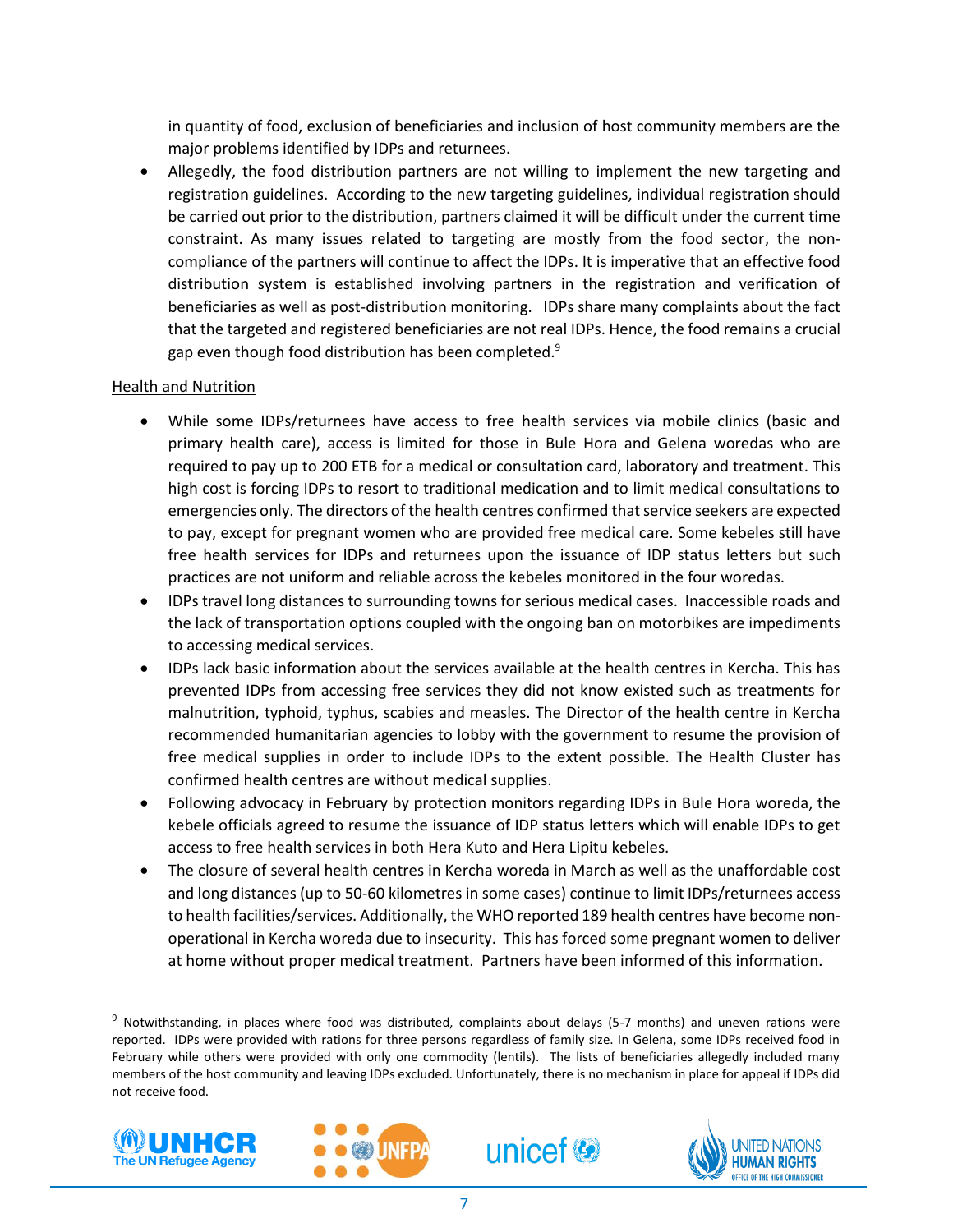in quantity of food, exclusion of beneficiaries and inclusion of host community members are the major problems identified by IDPs and returnees.

- Allegedly, the food distribution partners are not willing to implement the new targeting and registration guidelines. According to the new targeting guidelines, individual registration should be carried out prior to the distribution, partners claimed it will be difficult under the current time constraint. As many issues related to targeting are mostly from the food sector, the non-compliance of the partners will continue to affect the IDPs. It is imperative that an effective food distribution system is established involving partners in the registration and verification of beneficiaries as well as post-distribution monitoring. IDPs share many complaints about the fact that the targeted and registered beneficiaries are not real IDPs. Hence, the food remains a crucial gap even though food distribution has been completed.[9]

Health and Nutrition

- While some IDPs/returnees have access to free health services via mobile clinics (basic and primary health care), access is limited for those in Bule Hora and Gelena woredas who are required to pay up to 200 ETB for a medical or consultation card, laboratory and treatment. This high cost is forcing IDPs to resort to traditional medication and to limit medical consultations to emergencies only. The directors of the health centres confirmed that service seekers are expected to pay, except for pregnant women who are provided free medical care. Some kebeles still have free health services for IDPs and returnees upon the issuance of IDP status letters but such practices are not uniform and reliable across the kebeles monitored in the four woredas.
- IDPs travel long distances to surrounding towns for serious medical cases. Inaccessible roads and the lack of transportation options coupled with the ongoing ban on motorbikes are impediments to accessing medical services.
- IDPs lack basic information about the services available at the health centres in Kercha. This has prevented IDPs from accessing free services they did not know existed such as treatments for malnutrition, typhoid, typhus, scabies and measles. The Director of the health centre in Kercha recommended humanitarian agencies to lobby with the government to resume the provision of free medical supplies in order to include IDPs to the extent possible. The Health Cluster has confirmed health centres are without medical supplies.
- Following advocacy in February by protection monitors regarding IDPs in Bule Hora woreda, the kebele officials agreed to resume the issuance of IDP status letters which will enable IDPs to get access to free health services in both Hera Kuto and Hera Lipitu kebeles.
- The closure of several health centres in Kercha woreda in March as well as the unaffordable cost and long distances (up to 50-60 kilometres in some cases) continue to limit IDPs/returnees access to health facilities/services. Additionally, the WHO reported 189 health centres have become non-operational in Kercha woreda due to insecurity. This has forced some pregnant women to deliver at home without proper medical treatment. Partners have been informed of this information.

[9] Notwithstanding, in places where food was distributed, complaints about delays (5-7 months) and uneven rations were reported. IDPs were provided with rations for three persons regardless of family size. In Gelena, some IDPs received food in February while others were provided with only one commodity (lentils). The lists of beneficiaries allegedly included many members of the host community and leaving IDPs excluded. Unfortunately, there is no mechanism in place for appeal if IDPs did not receive food.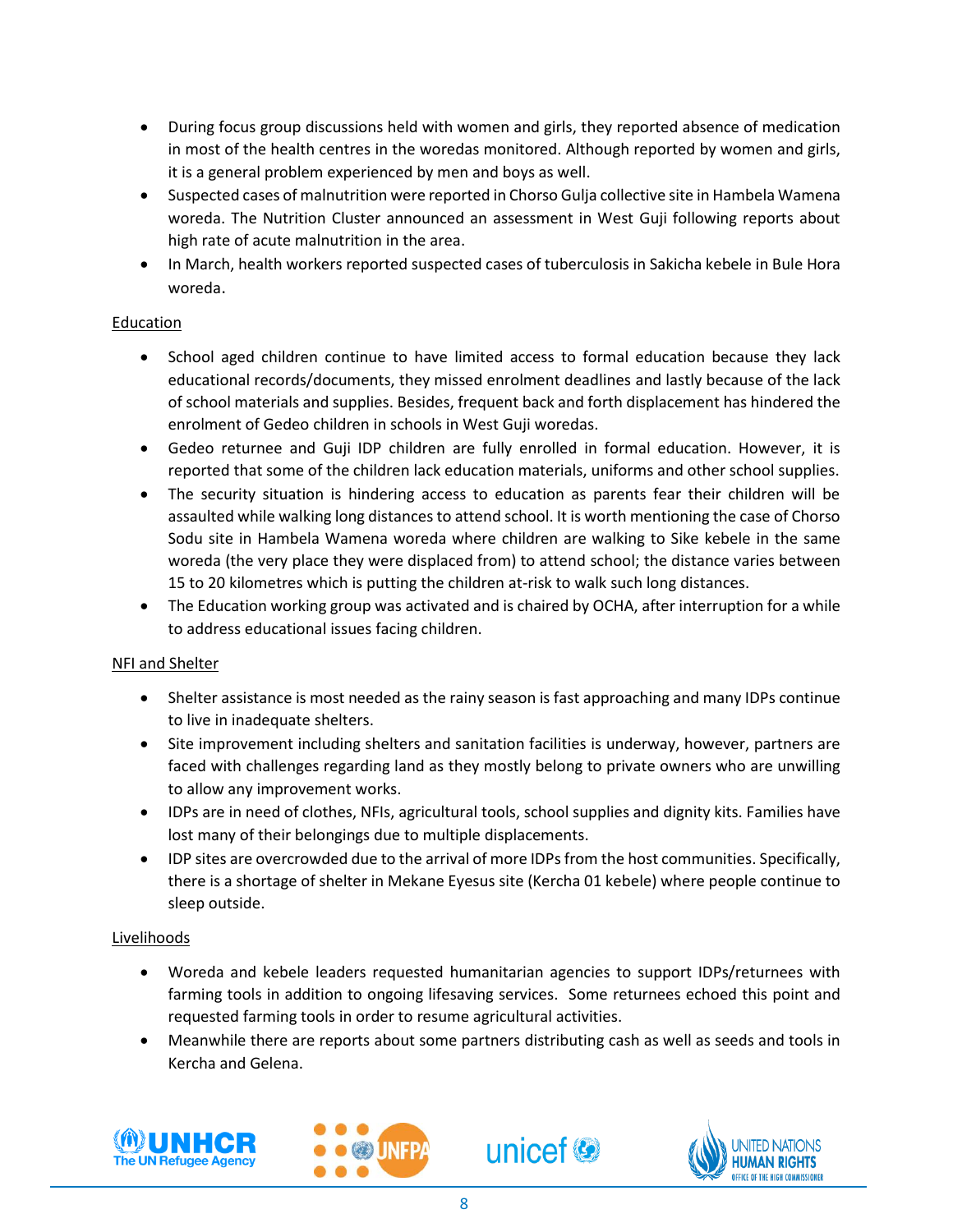- During focus group discussions held with women and girls, they reported absence of medication in most of the health centres in the woredas monitored. Although reported by women and girls, it is a general problem experienced by men and boys as well.
- Suspected cases of malnutrition were reported in Chorso Gulja collective site in Hambela Wamena woreda. The Nutrition Cluster announced an assessment in West Guji following reports about high rate of acute malnutrition in the area.
- In March, health workers reported suspected cases of tuberculosis in Sakicha kebele in Bule Hora woreda.

Education

- School aged children continue to have limited access to formal education because they lack educational records/documents, they missed enrolment deadlines and lastly because of the lack of school materials and supplies. Besides, frequent back and forth displacement has hindered the enrolment of Gedeo children in schools in West Guji woredas.
- Gedeo returnee and Guji IDP children are fully enrolled in formal education. However, it is reported that some of the children lack education materials, uniforms and other school supplies.
- The security situation is hindering access to education as parents fear their children will be assaulted while walking long distances to attend school. It is worth mentioning the case of Chorso Sodu site in Hambela Wamena woreda where children are walking to Sike kebele in the same woreda (the very place they were displaced from) to attend school; the distance varies between 15 to 20 kilometres which is putting the children at-risk to walk such long distances.
- The Education working group was activated and is chaired by OCHA, after interruption for a while to address educational issues facing children.

NFI and Shelter

- Shelter assistance is most needed as the rainy season is fast approaching and many IDPs continue to live in inadequate shelters.
- Site improvement including shelters and sanitation facilities is underway, however, partners are faced with challenges regarding land as they mostly belong to private owners who are unwilling to allow any improvement works.
- IDPs are in need of clothes, NFIs, agricultural tools, school supplies and dignity kits. Families have lost many of their belongings due to multiple displacements.
- IDP sites are overcrowded due to the arrival of more IDPs from the host communities. Specifically, there is a shortage of shelter in Mekane Eyesus site (Kercha 01 kebele) where people continue to sleep outside.

Livelihoods

- Woreda and kebele leaders requested humanitarian agencies to support IDPs/returnees with farming tools in addition to ongoing lifesaving services. Some returnees echoed this point and requested farming tools in order to resume agricultural activities.
- Meanwhile there are reports about some partners distributing cash as well as seeds and tools in Kercha and Gelena.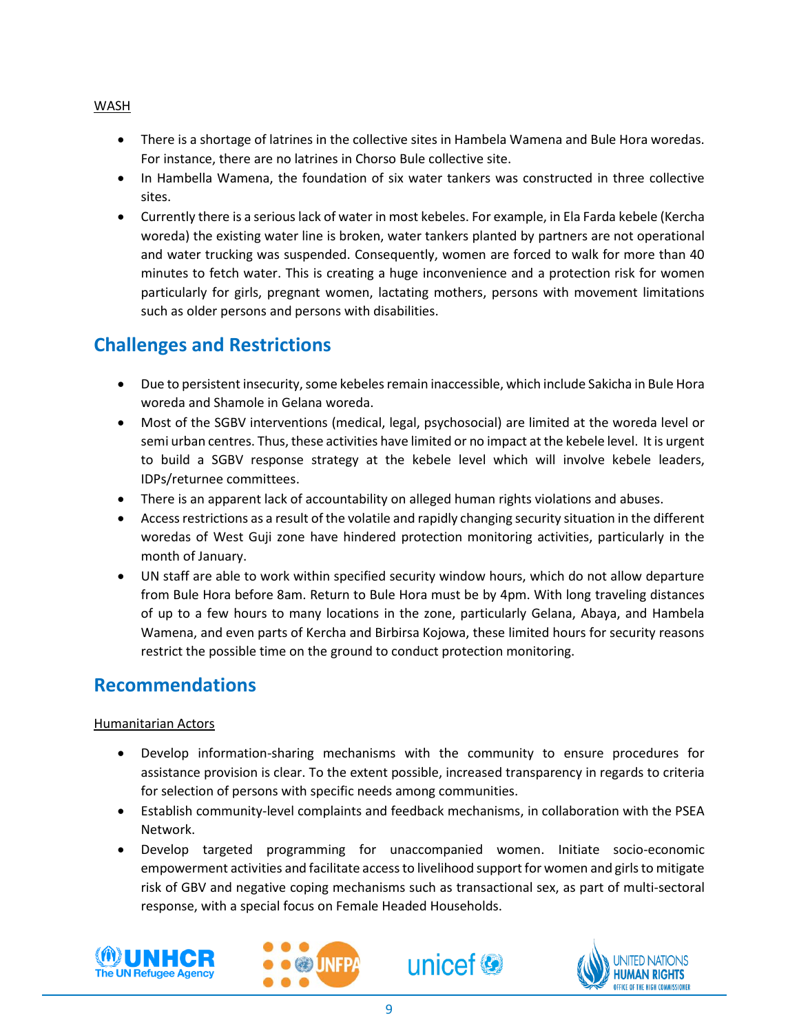WASH

- There is a shortage of latrines in the collective sites in Hambela Wamena and Bule Hora woredas. For instance, there are no latrines in Chorso Bule collective site.
- In Hambella Wamena, the foundation of six water tankers was constructed in three collective sites.
- Currently there is a serious lack of water in most kebeles. For example, in Ela Farda kebele (Kercha woreda) the existing water line is broken, water tankers planted by partners are not operational and water trucking was suspended. Consequently, women are forced to walk for more than 40 minutes to fetch water. This is creating a huge inconvenience and a protection risk for women particularly for girls, pregnant women, lactating mothers, persons with movement limitations such as older persons and persons with disabilities.

## Challenges and Restrictions

- Due to persistent insecurity, some kebeles remain inaccessible, which include Sakicha in Bule Hora woreda and Shamole in Gelana woreda.
- Most of the SGBV interventions (medical, legal, psychosocial) are limited at the woreda level or semi urban centres. Thus, these activities have limited or no impact at the kebele level. It is urgent to build a SGBV response strategy at the kebele level which will involve kebele leaders, IDPs/returnee committees.
- There is an apparent lack of accountability on alleged human rights violations and abuses.
- Access restrictions as a result of the volatile and rapidly changing security situation in the different woredas of West Guji zone have hindered protection monitoring activities, particularly in the month of January.
- UN staff are able to work within specified security window hours, which do not allow departure from Bule Hora before 8am. Return to Bule Hora must be by 4pm. With long traveling distances of up to a few hours to many locations in the zone, particularly Gelana, Abaya, and Hambela Wamena, and even parts of Kercha and Birbirsa Kojowa, these limited hours for security reasons restrict the possible time on the ground to conduct protection monitoring.

## Recommendations

Humanitarian Actors

- Develop information-sharing mechanisms with the community to ensure procedures for assistance provision is clear. To the extent possible, increased transparency in regards to criteria for selection of persons with specific needs among communities.
- Establish community-level complaints and feedback mechanisms, in collaboration with the PSEA Network.
- Develop targeted programming for unaccompanied women. Initiate socio-economic empowerment activities and facilitate access to livelihood support for women and girls to mitigate risk of GBV and negative coping mechanisms such as transactional sex, as part of multi-sectoral response, with a special focus on Female Headed Households.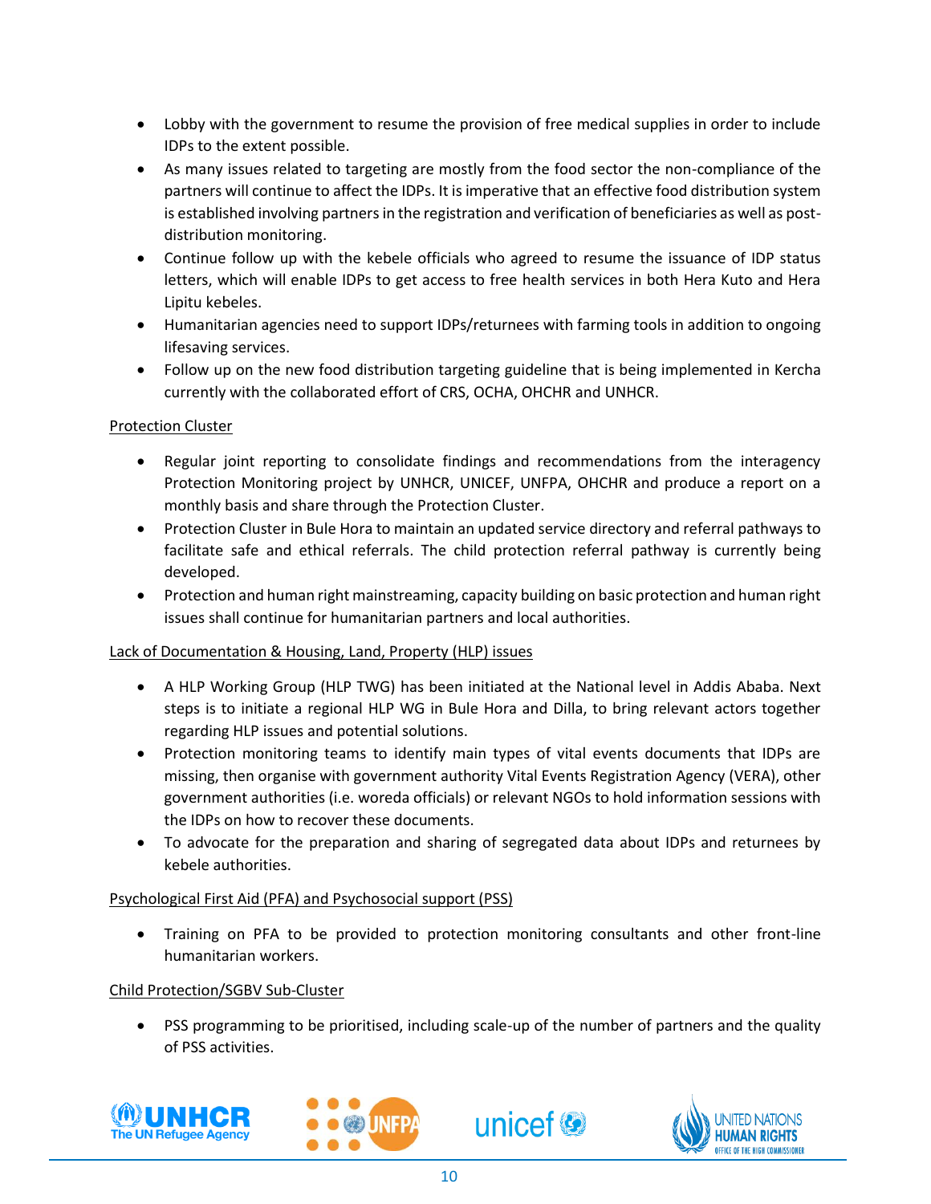- Lobby with the government to resume the provision of free medical supplies in order to include IDPs to the extent possible.
- As many issues related to targeting are mostly from the food sector the non-compliance of the partners will continue to affect the IDPs. It is imperative that an effective food distribution system is established involving partners in the registration and verification of beneficiaries as well as post-distribution monitoring.
- Continue follow up with the kebele officials who agreed to resume the issuance of IDP status letters, which will enable IDPs to get access to free health services in both Hera Kuto and Hera Lipitu kebeles.
- Humanitarian agencies need to support IDPs/returnees with farming tools in addition to ongoing lifesaving services.
- Follow up on the new food distribution targeting guideline that is being implemented in Kercha currently with the collaborated effort of CRS, OCHA, OHCHR and UNHCR.

Protection Cluster

- Regular joint reporting to consolidate findings and recommendations from the interagency Protection Monitoring project by UNHCR, UNICEF, UNFPA, OHCHR and produce a report on a monthly basis and share through the Protection Cluster.
- Protection Cluster in Bule Hora to maintain an updated service directory and referral pathways to facilitate safe and ethical referrals. The child protection referral pathway is currently being developed.
- Protection and human right mainstreaming, capacity building on basic protection and human right issues shall continue for humanitarian partners and local authorities.

Lack of Documentation & Housing, Land, Property (HLP) issues

- A HLP Working Group (HLP TWG) has been initiated at the National level in Addis Ababa. Next steps is to initiate a regional HLP WG in Bule Hora and Dilla, to bring relevant actors together regarding HLP issues and potential solutions.
- Protection monitoring teams to identify main types of vital events documents that IDPs are missing, then organise with government authority Vital Events Registration Agency (VERA), other government authorities (i.e. woreda officials) or relevant NGOs to hold information sessions with the IDPs on how to recover these documents.
- To advocate for the preparation and sharing of segregated data about IDPs and returnees by kebele authorities.

Psychological First Aid (PFA) and Psychosocial support (PSS)

- Training on PFA to be provided to protection monitoring consultants and other front-line humanitarian workers.

Child Protection/SGBV Sub-Cluster

- PSS programming to be prioritised, including scale-up of the number of partners and the quality of PSS activities.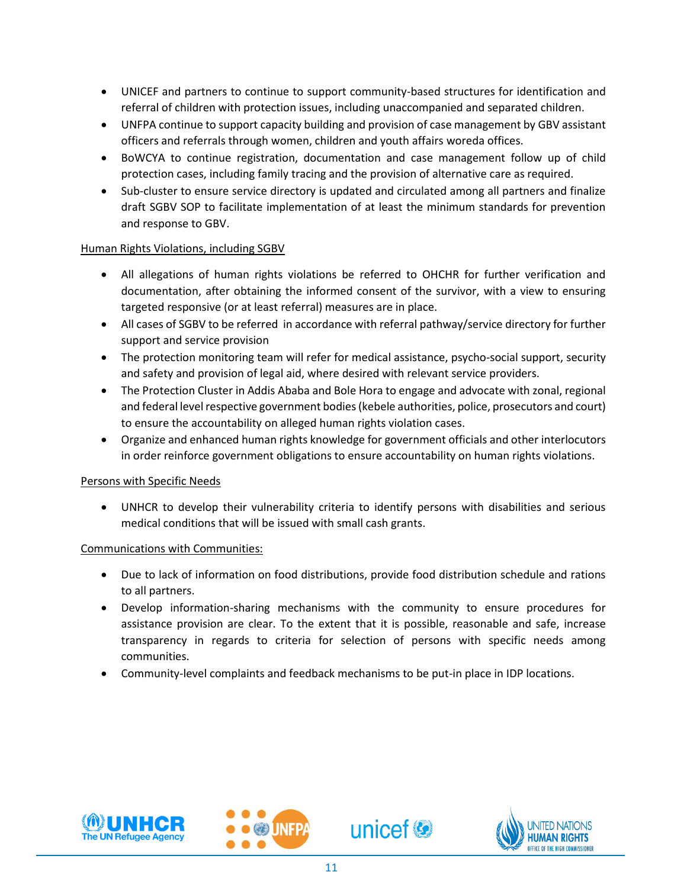- UNICEF and partners to continue to support community-based structures for identification and referral of children with protection issues, including unaccompanied and separated children.
- UNFPA continue to support capacity building and provision of case management by GBV assistant officers and referrals through women, children and youth affairs woreda offices.
- BoWCYA to continue registration, documentation and case management follow up of child protection cases, including family tracing and the provision of alternative care as required.
- Sub-cluster to ensure service directory is updated and circulated among all partners and finalize draft SGBV SOP to facilitate implementation of at least the minimum standards for prevention and response to GBV.

<u>Human Rights Violations, including SGBV</u>

- All allegations of human rights violations be referred to OHCHR for further verification and documentation, after obtaining the informed consent of the survivor, with a view to ensuring targeted responsive (or at least referral) measures are in place.
- All cases of SGBV to be referred in accordance with referral pathway/service directory for further support and service provision
- The protection monitoring team will refer for medical assistance, psycho-social support, security and safety and provision of legal aid, where desired with relevant service providers.
- The Protection Cluster in Addis Ababa and Bole Hora to engage and advocate with zonal, regional and federal level respective government bodies (kebele authorities, police, prosecutors and court) to ensure the accountability on alleged human rights violation cases.
- Organize and enhanced human rights knowledge for government officials and other interlocutors in order reinforce government obligations to ensure accountability on human rights violations.

<u>Persons with Specific Needs</u>

- UNHCR to develop their vulnerability criteria to identify persons with disabilities and serious medical conditions that will be issued with small cash grants.

<u>Communications with Communities:</u>

- Due to lack of information on food distributions, provide food distribution schedule and rations to all partners.
- Develop information-sharing mechanisms with the community to ensure procedures for assistance provision are clear. To the extent that it is possible, reasonable and safe, increase transparency in regards to criteria for selection of persons with specific needs among communities.
- Community-level complaints and feedback mechanisms to be put-in place in IDP locations.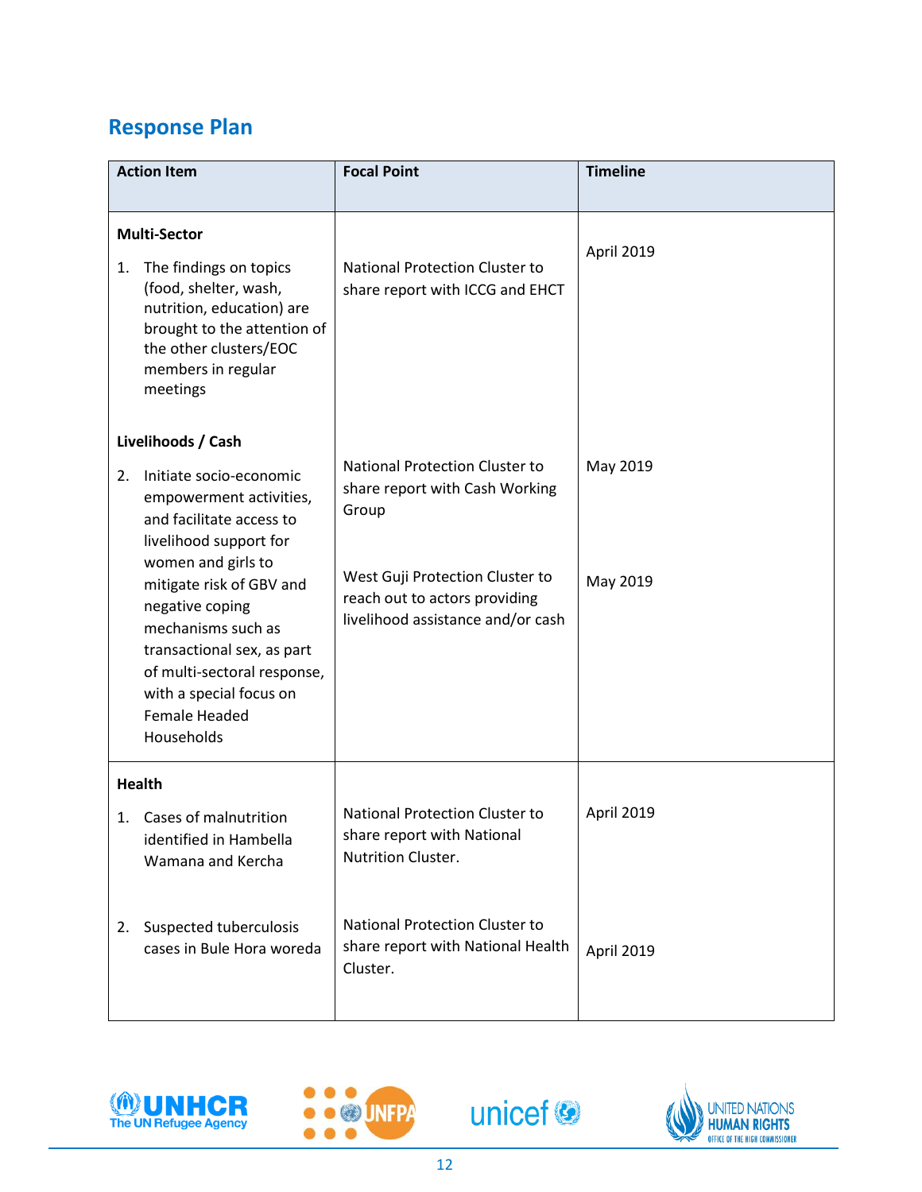## Response Plan

| Action Item | Focal Point | Timeline |
|---|---|---|
| **Multi-Sector** | | |
| 1. The findings on topics (food, shelter, wash, nutrition, education) are brought to the attention of the other clusters/EOC members in regular meetings | National Protection Cluster to share report with ICCG and EHCT | April 2019 |
| **Livelihoods / Cash** | | |
| 2. Initiate socio-economic empowerment activities, and facilitate access to livelihood support for women and girls to mitigate risk of GBV and negative coping mechanisms such as transactional sex, as part of multi-sectoral response, with a special focus on Female Headed Households | National Protection Cluster to share report with Cash Working Group | May 2019 |
| | West Guji Protection Cluster to reach out to actors providing livelihood assistance and/or cash | May 2019 |
| **Health** | | |
| 1. Cases of malnutrition identified in Hambella Wamana and Kercha | National Protection Cluster to share report with National Nutrition Cluster. | April 2019 |
| 2. Suspected tuberculosis cases in Bule Hora woreda | National Protection Cluster to share report with National Health Cluster. | April 2019 |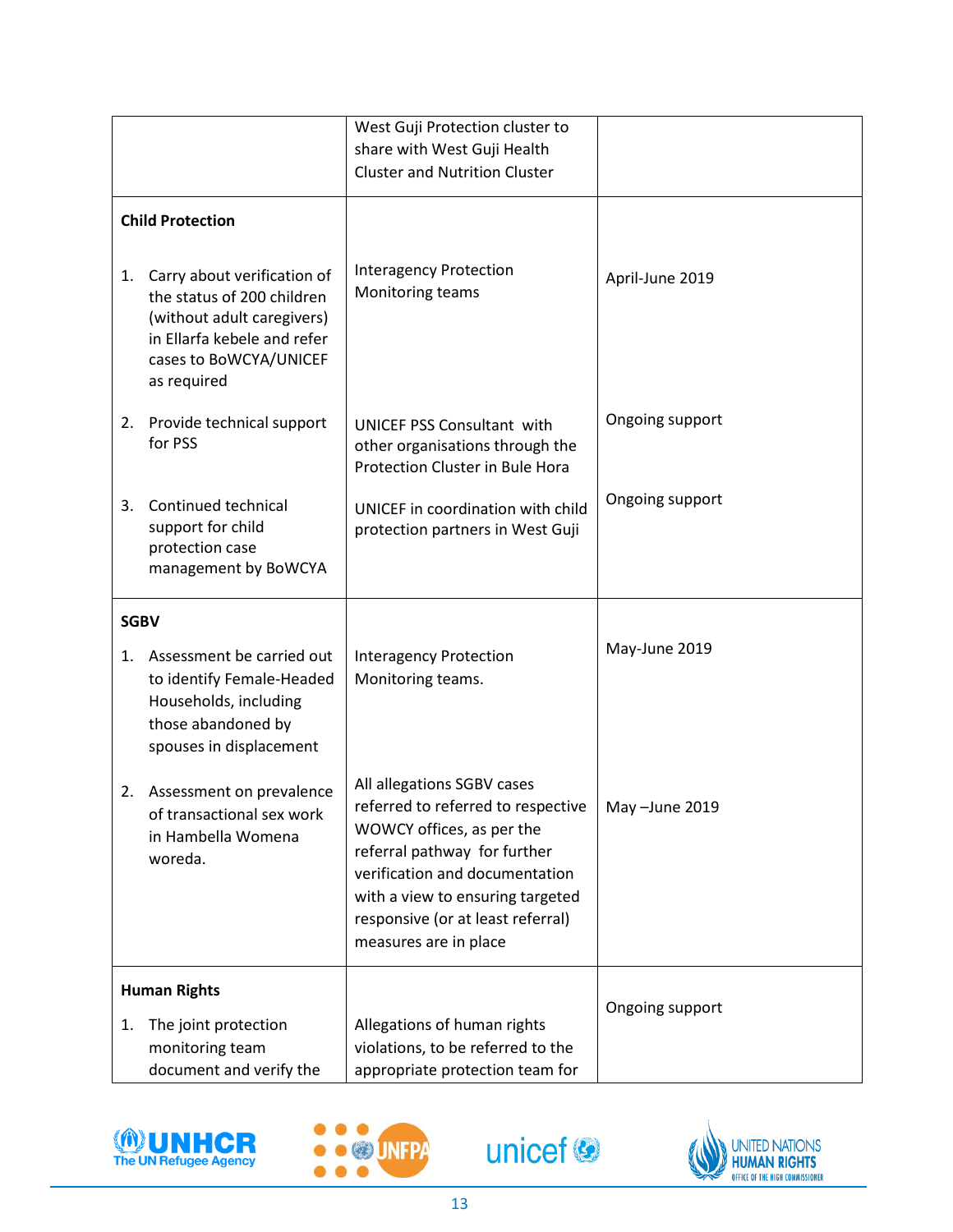| | | |
|---|---|---|
| | West Guji Protection cluster to share with West Guji Health Cluster and Nutrition Cluster | |
| **Child Protection**<br><br>1. Carry about verification of the status of 200 children (without adult caregivers) in Ellarfa kebele and refer cases to BoWCYA/UNICEF as required<br><br>2. Provide technical support for PSS<br><br>3. Continued technical support for child protection case management by BoWCYA | Interagency Protection Monitoring teams<br><br>UNICEF PSS Consultant with other organisations through the Protection Cluster in Bule Hora<br><br>UNICEF in coordination with child protection partners in West Guji | April-June 2019<br><br>Ongoing support<br><br>Ongoing support |
| **SGBV**<br><br>1. Assessment be carried out to identify Female-Headed Households, including those abandoned by spouses in displacement<br><br>2. Assessment on prevalence of transactional sex work in Hambella Womena woreda. | Interagency Protection Monitoring teams.<br><br>All allegations SGBV cases referred to referred to respective WOWCY offices, as per the referral pathway for further verification and documentation with a view to ensuring targeted responsive (or at least referral) measures are in place | May-June 2019<br><br>May –June 2019 |
| **Human Rights**<br><br>1. The joint protection monitoring team document and verify the | Allegations of human rights violations, to be referred to the appropriate protection team for | Ongoing support |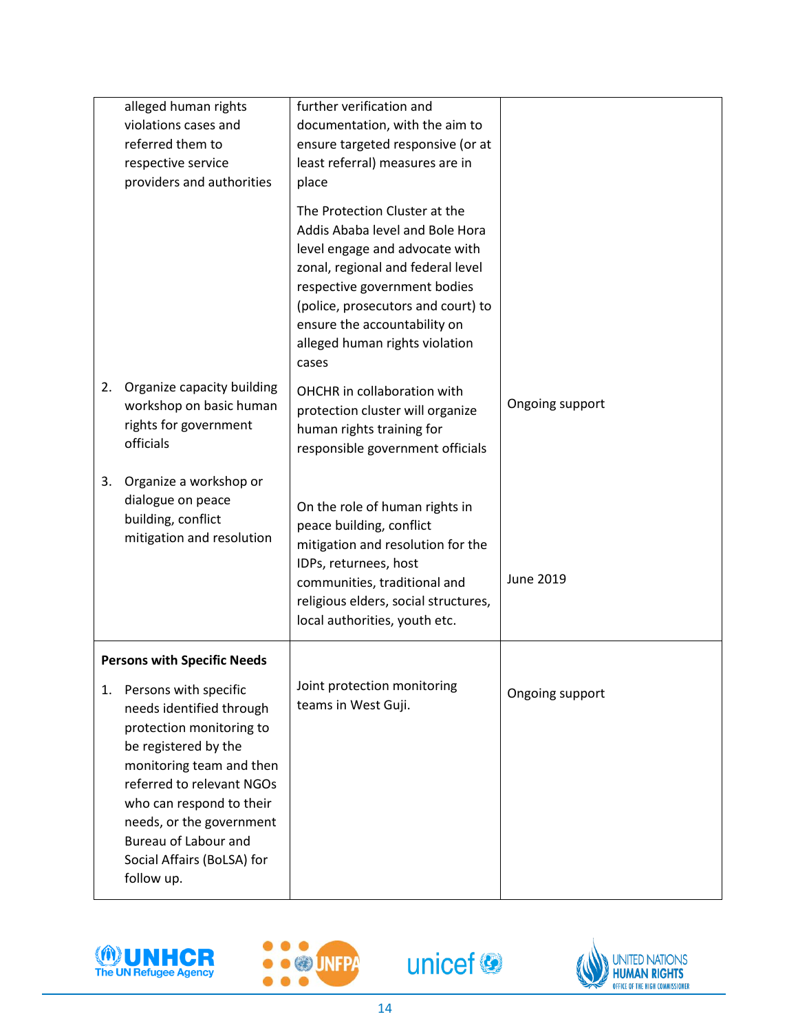| | | |
|---|---|---|
| alleged human rights violations cases and referred them to respective service providers and authorities | further verification and documentation, with the aim to ensure targeted responsive (or at least referral) measures are in place<br><br>The Protection Cluster at the Addis Ababa level and Bole Hora level engage and advocate with zonal, regional and federal level respective government bodies (police, prosecutors and court) to ensure the accountability on alleged human rights violation cases | |
| 2. Organize capacity building workshop on basic human rights for government officials | OHCHR in collaboration with protection cluster will organize human rights training for responsible government officials | Ongoing support |
| 3. Organize a workshop or dialogue on peace building, conflict mitigation and resolution | On the role of human rights in peace building, conflict mitigation and resolution for the IDPs, returnees, host communities, traditional and religious elders, social structures, local authorities, youth etc. | June 2019 |
| **Persons with Specific Needs**<br><br>1. Persons with specific needs identified through protection monitoring to be registered by the monitoring team and then referred to relevant NGOs who can respond to their needs, or the government Bureau of Labour and Social Affairs (BoLSA) for follow up. | Joint protection monitoring teams in West Guji. | Ongoing support |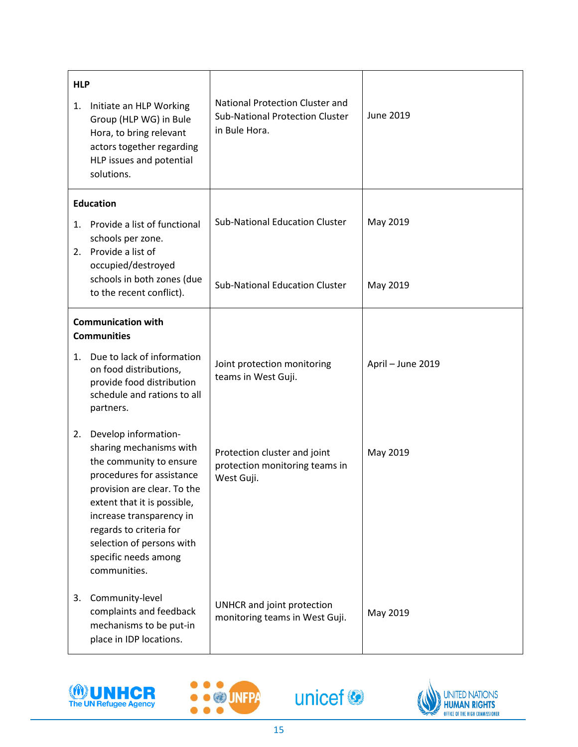| | | |
|---|---|---|
| **HLP**<br><br>1. Initiate an HLP Working Group (HLP WG) in Bule Hora, to bring relevant actors together regarding HLP issues and potential solutions. | National Protection Cluster and Sub-National Protection Cluster in Bule Hora. | June 2019 |
| **Education**<br><br>1. Provide a list of functional schools per zone.<br>2. Provide a list of occupied/destroyed schools in both zones (due to the recent conflict). | Sub-National Education Cluster<br><br>Sub-National Education Cluster | May 2019<br><br>May 2019 |
| **Communication with Communities**<br><br>1. Due to lack of information on food distributions, provide food distribution schedule and rations to all partners. | Joint protection monitoring teams in West Guji. | April – June 2019 |
| 2. Develop information-sharing mechanisms with the community to ensure procedures for assistance provision are clear. To the extent that it is possible, increase transparency in regards to criteria for selection of persons with specific needs among communities. | Protection cluster and joint protection monitoring teams in West Guji. | May 2019 |
| 3. Community-level complaints and feedback mechanisms to be put-in place in IDP locations. | UNHCR and joint protection monitoring teams in West Guji. | May 2019 |